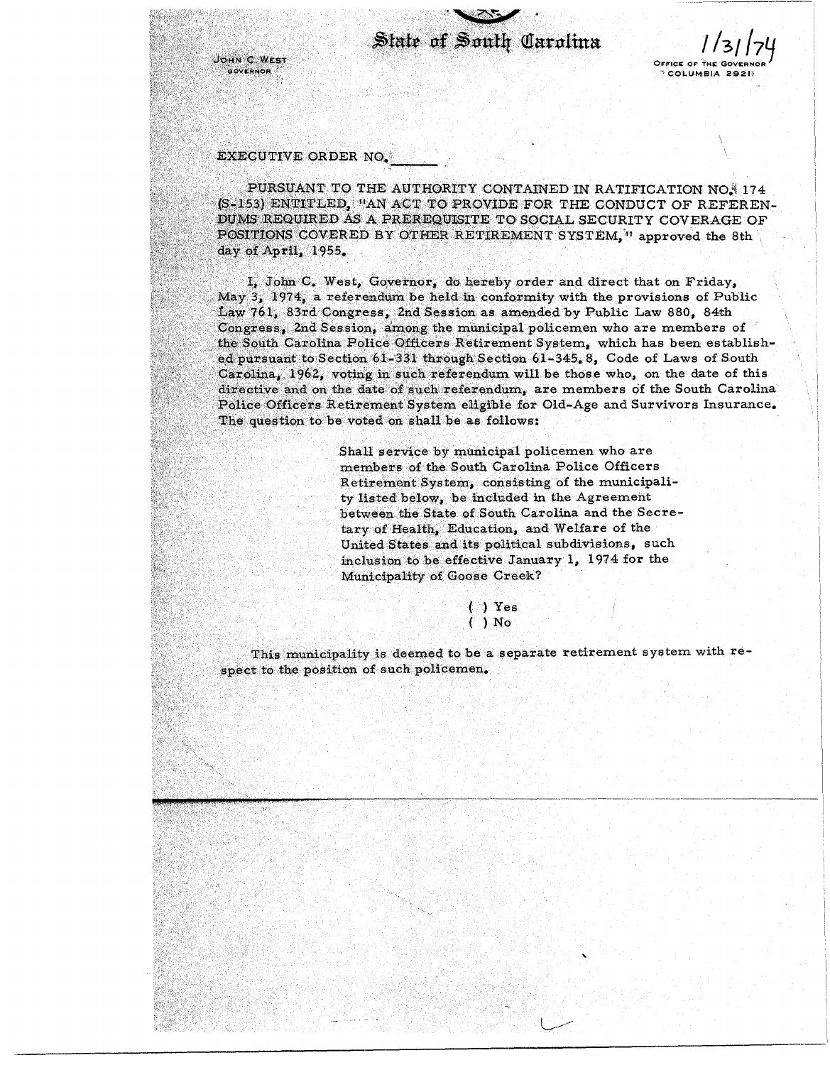# State of South Carolina

JOHN C. WEST
GOVERNOR

1/31/74

OFFICE OF THE GOVERNOR
COLUMBIA 29211

EXECUTIVE ORDER NO.______

PURSUANT TO THE AUTHORITY CONTAINED IN RATIFICATION NO. 174 (S-153) ENTITLED, "AN ACT TO PROVIDE FOR THE CONDUCT OF REFERENDUMS REQUIRED AS A PREREQUISITE TO SOCIAL SECURITY COVERAGE OF POSITIONS COVERED BY OTHER RETIREMENT SYSTEM," approved the 8th day of April, 1955.

I, John C. West, Governor, do hereby order and direct that on Friday, May 3, 1974, a referendum be held in conformity with the provisions of Public Law 761, 83rd Congress, 2nd Session as amended by Public Law 880, 84th Congress, 2nd Session, among the municipal policemen who are members of the South Carolina Police Officers Retirement System, which has been established pursuant to Section 61-331 through Section 61-345.8, Code of Laws of South Carolina, 1962, voting in such referendum will be those who, on the date of this directive and on the date of such referendum, are members of the South Carolina Police Officers Retirement System eligible for Old-Age and Survivors Insurance. The question to be voted on shall be as follows:

> Shall service by municipal policemen who are members of the South Carolina Police Officers Retirement System, consisting of the municipality listed below, be included in the Agreement between the State of South Carolina and the Secretary of Health, Education, and Welfare of the United States and its political subdivisions, such inclusion to be effective January 1, 1974 for the Municipality of Goose Creek?
>
> ( ) Yes
> ( ) No

This municipality is deemed to be a separate retirement system with respect to the position of such policemen.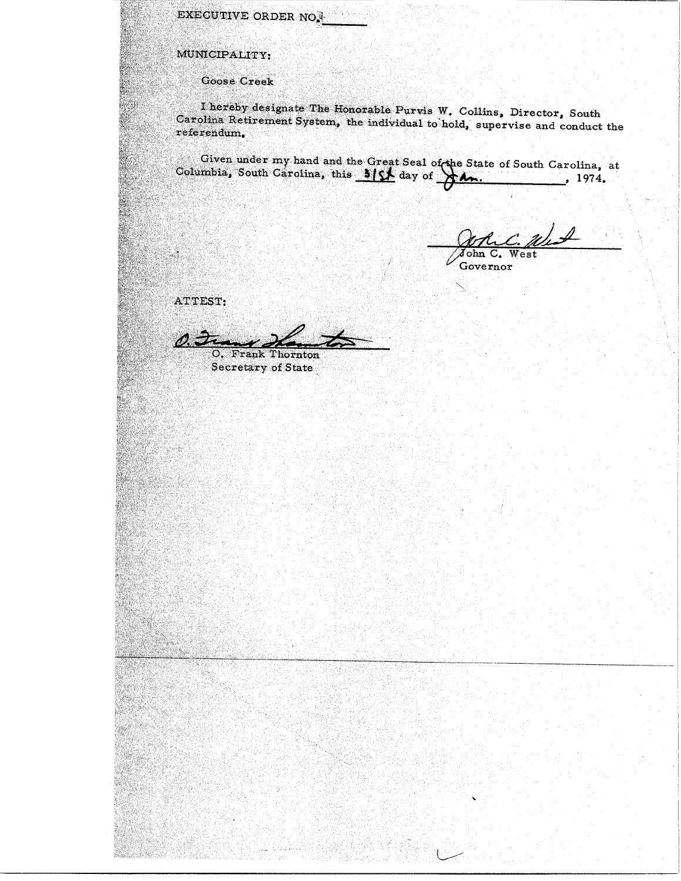EXECUTIVE ORDER NO. ______

MUNICIPALITY:

Goose Creek

I hereby designate The Honorable Purvis W. Collins, Director, South Carolina Retirement System, the individual to hold, supervise and conduct the referendum.

Given under my hand and the Great Seal of the State of South Carolina, at Columbia, South Carolina, this 31st day of Jan., 1974.

John C. West
Governor

ATTEST:

O. Frank Thornton
Secretary of State